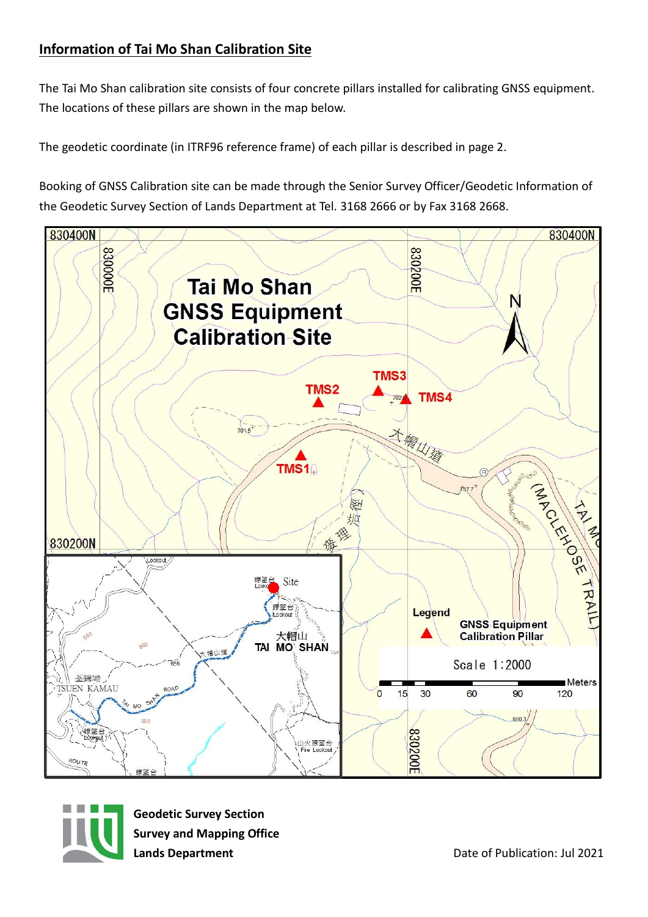## Information of Tai Mo Shan Calibration Site

The Tai Mo Shan calibration site consists of four concrete pillars installed for calibrating GNSS equipment. The locations of these pillars are shown in the map below.

The geodetic coordinate (in ITRF96 reference frame) of each pillar is described in page 2.

Booking of GNSS Calibration site can be made through the Senior Survey Officer/Geodetic Information of the Geodetic Survey Section of Lands Department at Tel. 3168 2666 or by Fax 3168 2668.

**Tai Mo Shan GNSS Equipment Calibration Site**

830400N 830400N 830000E 830200E N

TMS3 TMS2 TMS4 TMS1 702 701.5 707.7 大帽山道 (MACLEHOSE TRAIL) TAI MO 發理徑

830200N

Site 觀景台 Lookout 大帽山 TAI MO SHAN 大帽山道 荃錦坳 TSUEN KAMAU TAI MO SHAN ROAD 山火瞭望台 Fire Lookout ROUTE

Legend

▲ GNSS Equipment Calibration Pillar

Scale 1:2000

0 15 30 60 90 120 Meters

690.3 830200E

**Geodetic Survey Section**
**Survey and Mapping Office**
**Lands Department**

Date of Publication: Jul 2021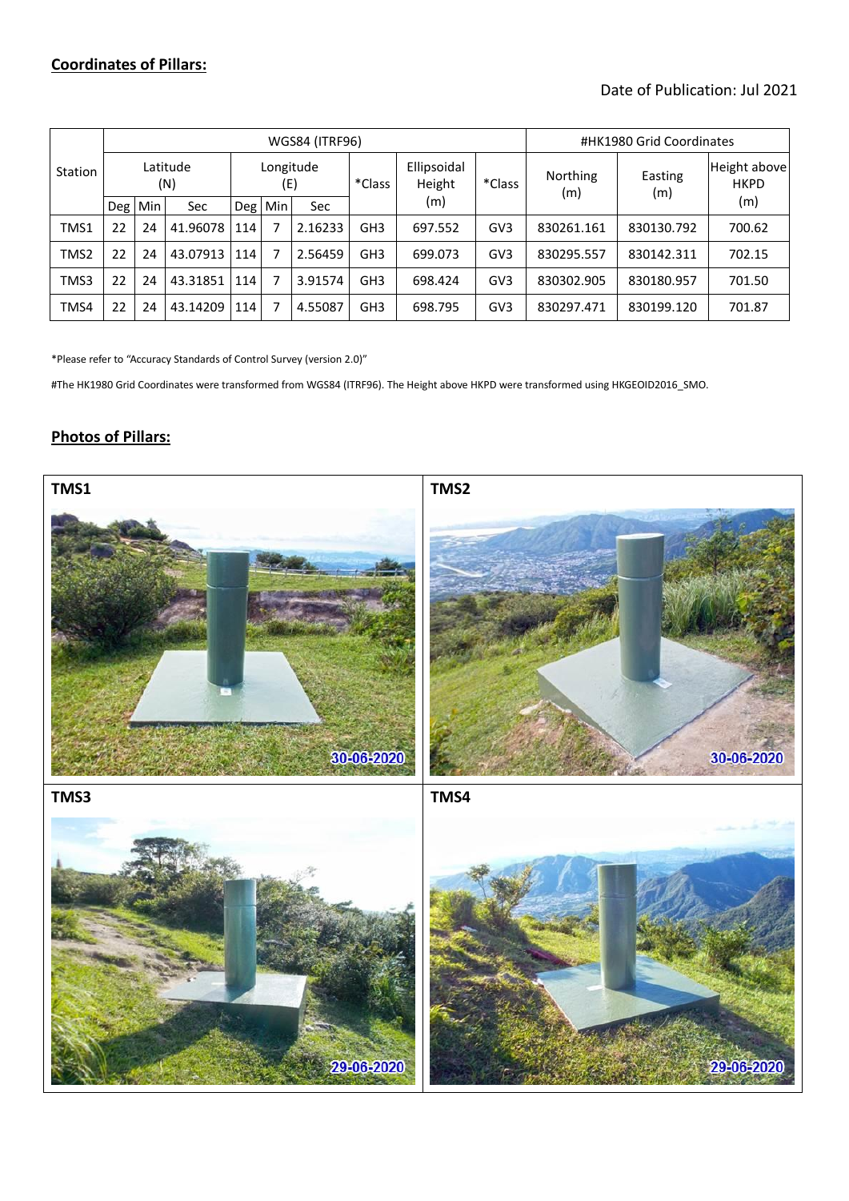**Coordinates of Pillars:**

Date of Publication: Jul 2021

| Station | WGS84 (ITRF96) | | | | | | | | | #HK1980 Grid Coordinates | | |
|---|---|---|---|---|---|---|---|---|---|---|---|---|
| | Latitude (N) | | | Longitude (E) | | | *Class | Ellipsoidal Height (m) | *Class | Northing (m) | Easting (m) | Height above HKPD (m) |
| | Deg | Min | Sec | Deg | Min | Sec | | | | | | |
| TMS1 | 22 | 24 | 41.96078 | 114 | 7 | 2.16233 | GH3 | 697.552 | GV3 | 830261.161 | 830130.792 | 700.62 |
| TMS2 | 22 | 24 | 43.07913 | 114 | 7 | 2.56459 | GH3 | 699.073 | GV3 | 830295.557 | 830142.311 | 702.15 |
| TMS3 | 22 | 24 | 43.31851 | 114 | 7 | 3.91574 | GH3 | 698.424 | GV3 | 830302.905 | 830180.957 | 701.50 |
| TMS4 | 22 | 24 | 43.14209 | 114 | 7 | 4.55087 | GH3 | 698.795 | GV3 | 830297.471 | 830199.120 | 701.87 |

*Please refer to "Accuracy Standards of Control Survey (version 2.0)"

#The HK1980 Grid Coordinates were transformed from WGS84 (ITRF96). The Height above HKPD were transformed using HKGEOID2016_SMO.

**Photos of Pillars:**

**TMS1**

30-06-2020

**TMS2**

30-06-2020

**TMS3**

29-06-2020

**TMS4**

29-06-2020